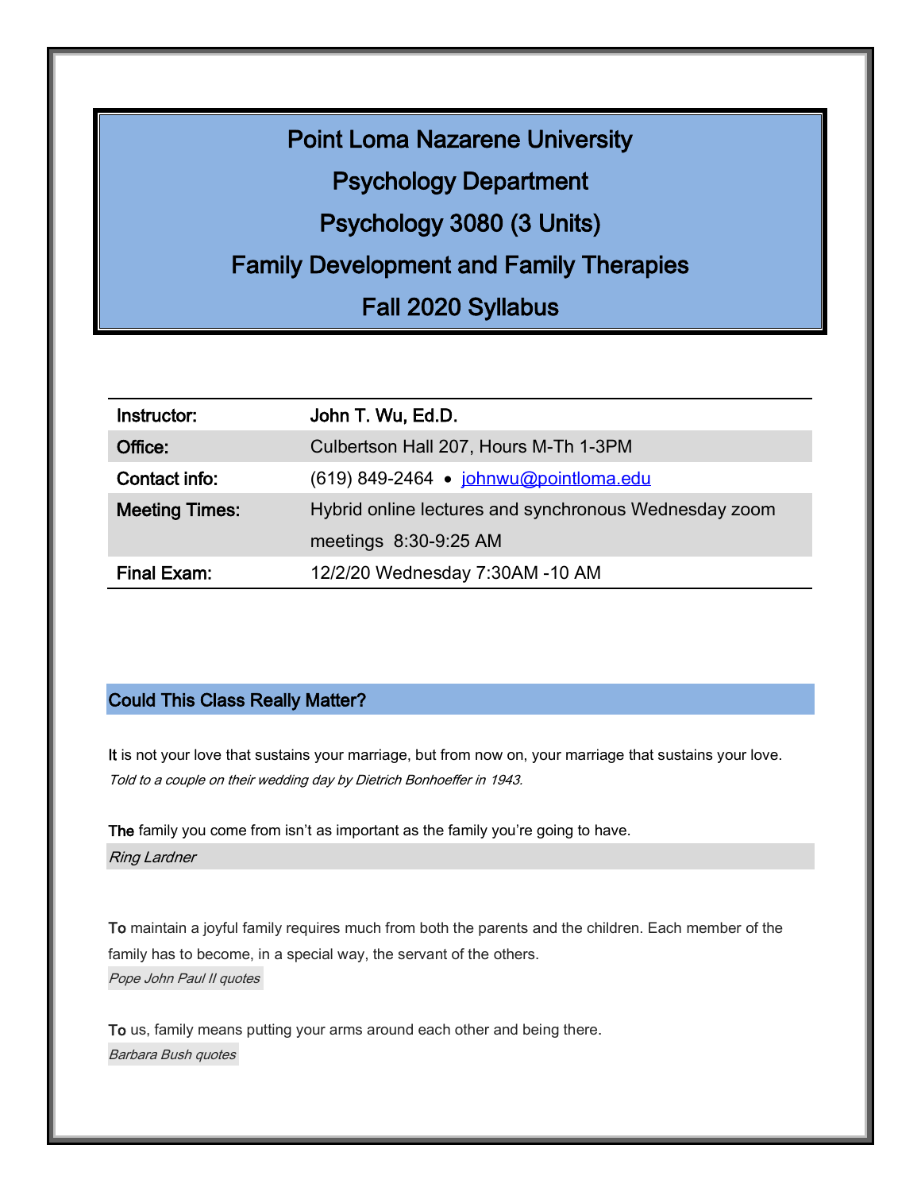# Point Loma Nazarene University

## Psychology Department

## Psychology 3080 (3 Units)

## Family Development and Family Therapies

## Fall 2020 Syllabus

| | |
|---|---|
| **Instructor:** | **John T. Wu, Ed.D.** |
| **Office:** | Culbertson Hall 207, Hours M-Th 1-3PM |
| **Contact info:** | (619) 849-2464 • johnwu@pointloma.edu |
| **Meeting Times:** | Hybrid online lectures and synchronous Wednesday zoom meetings 8:30-9:25 AM |
| **Final Exam:** | 12/2/20 Wednesday 7:30AM -10 AM |

## Could This Class Really Matter?

It is not your love that sustains your marriage, but from now on, your marriage that sustains your love.
*Told to a couple on their wedding day by Dietrich Bonhoeffer in 1943.*

The family you come from isn't as important as the family you're going to have.
*Ring Lardner*

To maintain a joyful family requires much from both the parents and the children. Each member of the family has to become, in a special way, the servant of the others.
*Pope John Paul II quotes*

To us, family means putting your arms around each other and being there.
*Barbara Bush quotes*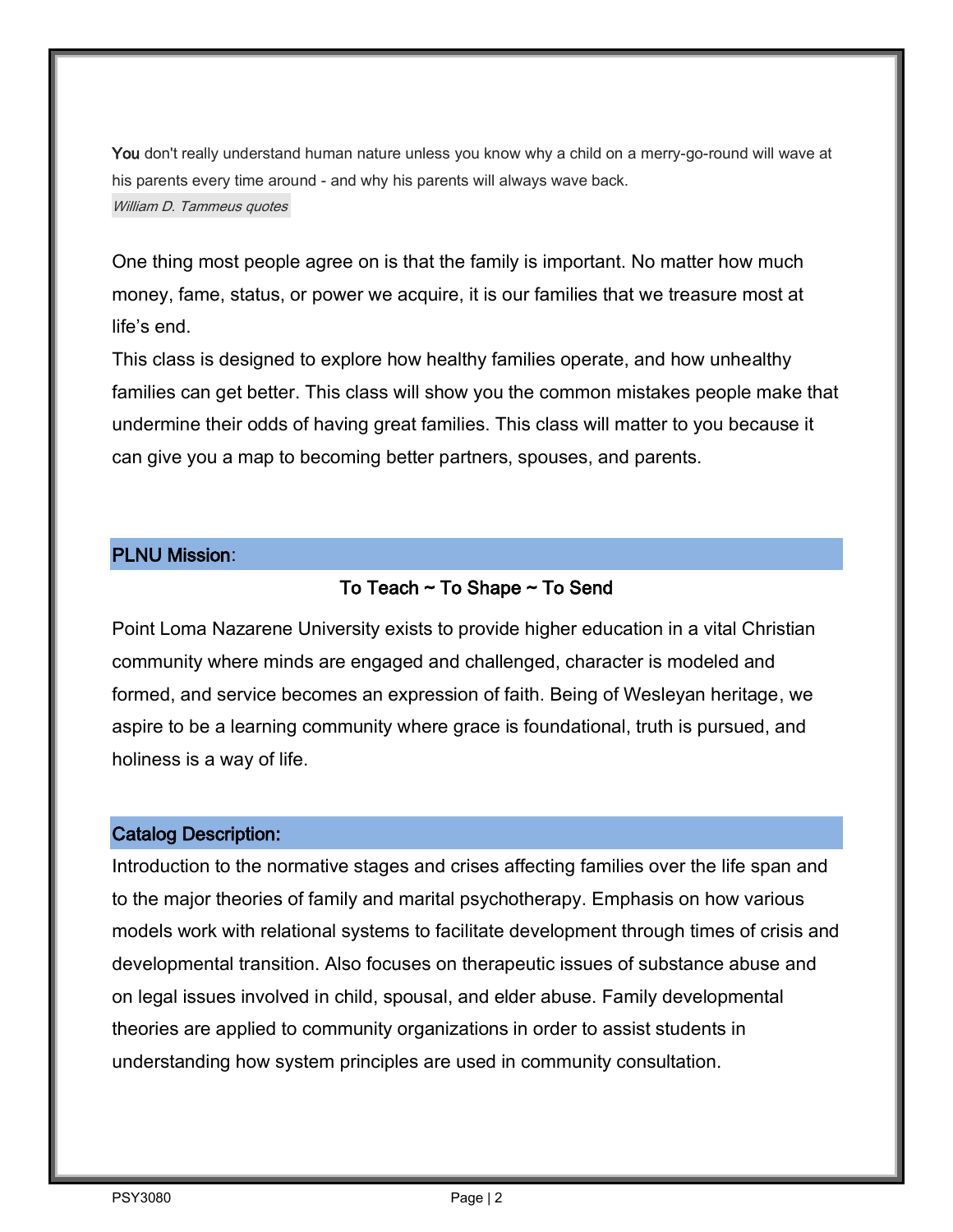You don't really understand human nature unless you know why a child on a merry-go-round will wave at his parents every time around - and why his parents will always wave back.

*William D. Tammeus quotes*

One thing most people agree on is that the family is important. No matter how much money, fame, status, or power we acquire, it is our families that we treasure most at life's end.

This class is designed to explore how healthy families operate, and how unhealthy families can get better. This class will show you the common mistakes people make that undermine their odds of having great families. This class will matter to you because it can give you a map to becoming better partners, spouses, and parents.

## PLNU Mission:

**To Teach ~ To Shape ~ To Send**

Point Loma Nazarene University exists to provide higher education in a vital Christian community where minds are engaged and challenged, character is modeled and formed, and service becomes an expression of faith. Being of Wesleyan heritage, we aspire to be a learning community where grace is foundational, truth is pursued, and holiness is a way of life.

## Catalog Description:

Introduction to the normative stages and crises affecting families over the life span and to the major theories of family and marital psychotherapy. Emphasis on how various models work with relational systems to facilitate development through times of crisis and developmental transition. Also focuses on therapeutic issues of substance abuse and on legal issues involved in child, spousal, and elder abuse. Family developmental theories are applied to community organizations in order to assist students in understanding how system principles are used in community consultation.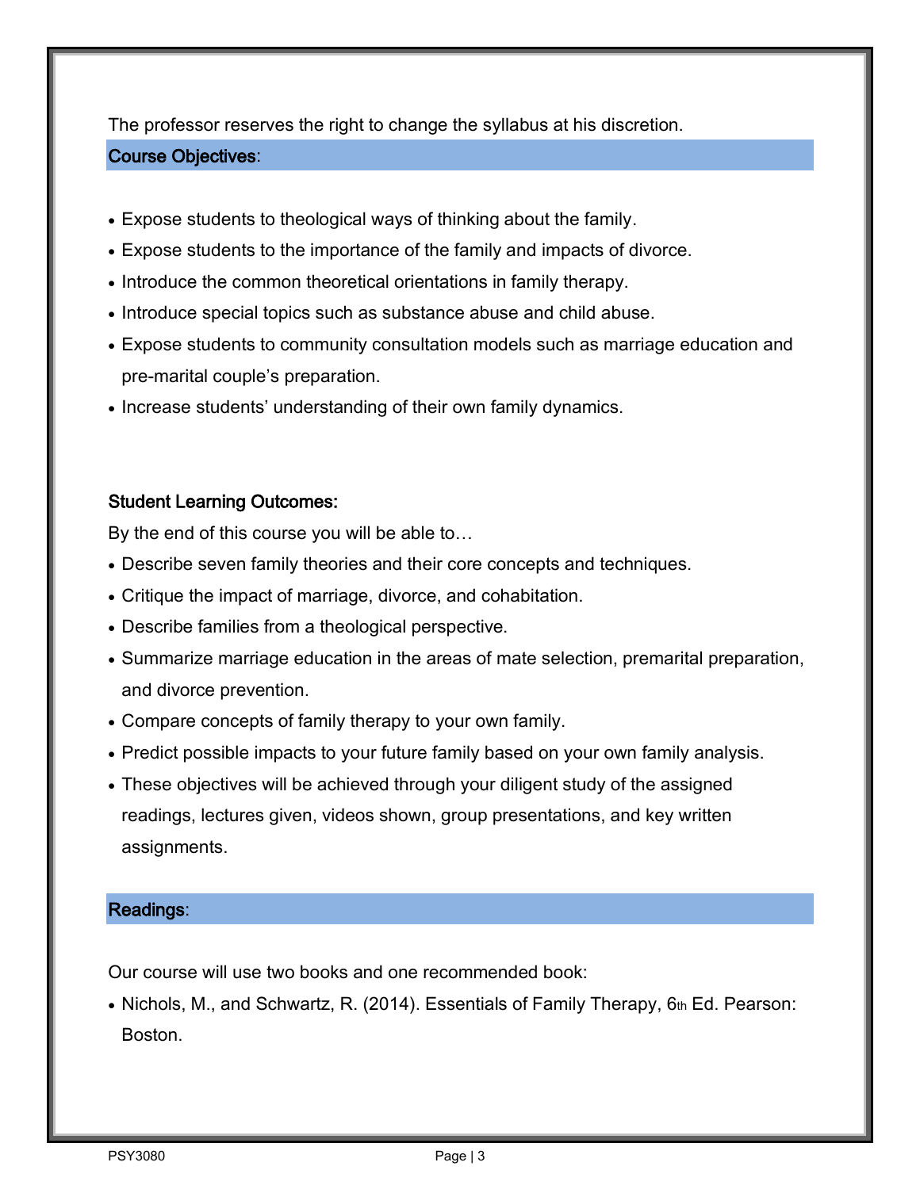The professor reserves the right to change the syllabus at his discretion.

## Course Objectives:

- Expose students to theological ways of thinking about the family.
- Expose students to the importance of the family and impacts of divorce.
- Introduce the common theoretical orientations in family therapy.
- Introduce special topics such as substance abuse and child abuse.
- Expose students to community consultation models such as marriage education and pre-marital couple's preparation.
- Increase students' understanding of their own family dynamics.

### Student Learning Outcomes:

By the end of this course you will be able to…

- Describe seven family theories and their core concepts and techniques.
- Critique the impact of marriage, divorce, and cohabitation.
- Describe families from a theological perspective.
- Summarize marriage education in the areas of mate selection, premarital preparation, and divorce prevention.
- Compare concepts of family therapy to your own family.
- Predict possible impacts to your future family based on your own family analysis.
- These objectives will be achieved through your diligent study of the assigned readings, lectures given, videos shown, group presentations, and key written assignments.

## Readings:

Our course will use two books and one recommended book:

- Nichols, M., and Schwartz, R. (2014). Essentials of Family Therapy, 6th Ed. Pearson: Boston.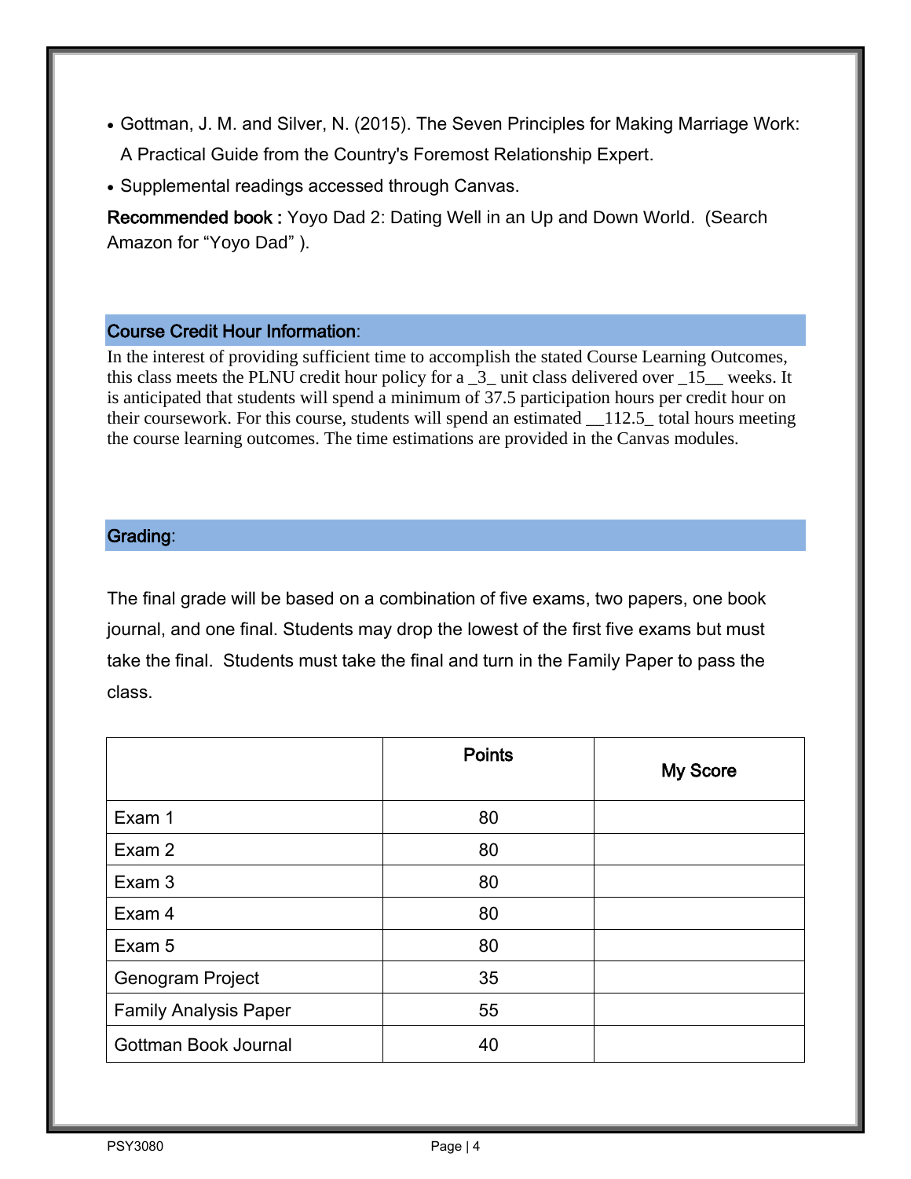- Gottman, J. M. and Silver, N. (2015). The Seven Principles for Making Marriage Work: A Practical Guide from the Country's Foremost Relationship Expert.
- Supplemental readings accessed through Canvas.

**Recommended book :** Yoyo Dad 2: Dating Well in an Up and Down World. (Search Amazon for "Yoyo Dad" ).

## Course Credit Hour Information:

In the interest of providing sufficient time to accomplish the stated Course Learning Outcomes, this class meets the PLNU credit hour policy for a _3_ unit class delivered over _15__ weeks. It is anticipated that students will spend a minimum of 37.5 participation hours per credit hour on their coursework. For this course, students will spend an estimated __112.5_ total hours meeting the course learning outcomes. The time estimations are provided in the Canvas modules.

## Grading:

The final grade will be based on a combination of five exams, two papers, one book journal, and one final. Students may drop the lowest of the first five exams but must take the final. Students must take the final and turn in the Family Paper to pass the class.

| | Points | My Score |
|---|---|---|
| Exam 1 | 80 | |
| Exam 2 | 80 | |
| Exam 3 | 80 | |
| Exam 4 | 80 | |
| Exam 5 | 80 | |
| Genogram Project | 35 | |
| Family Analysis Paper | 55 | |
| Gottman Book Journal | 40 | |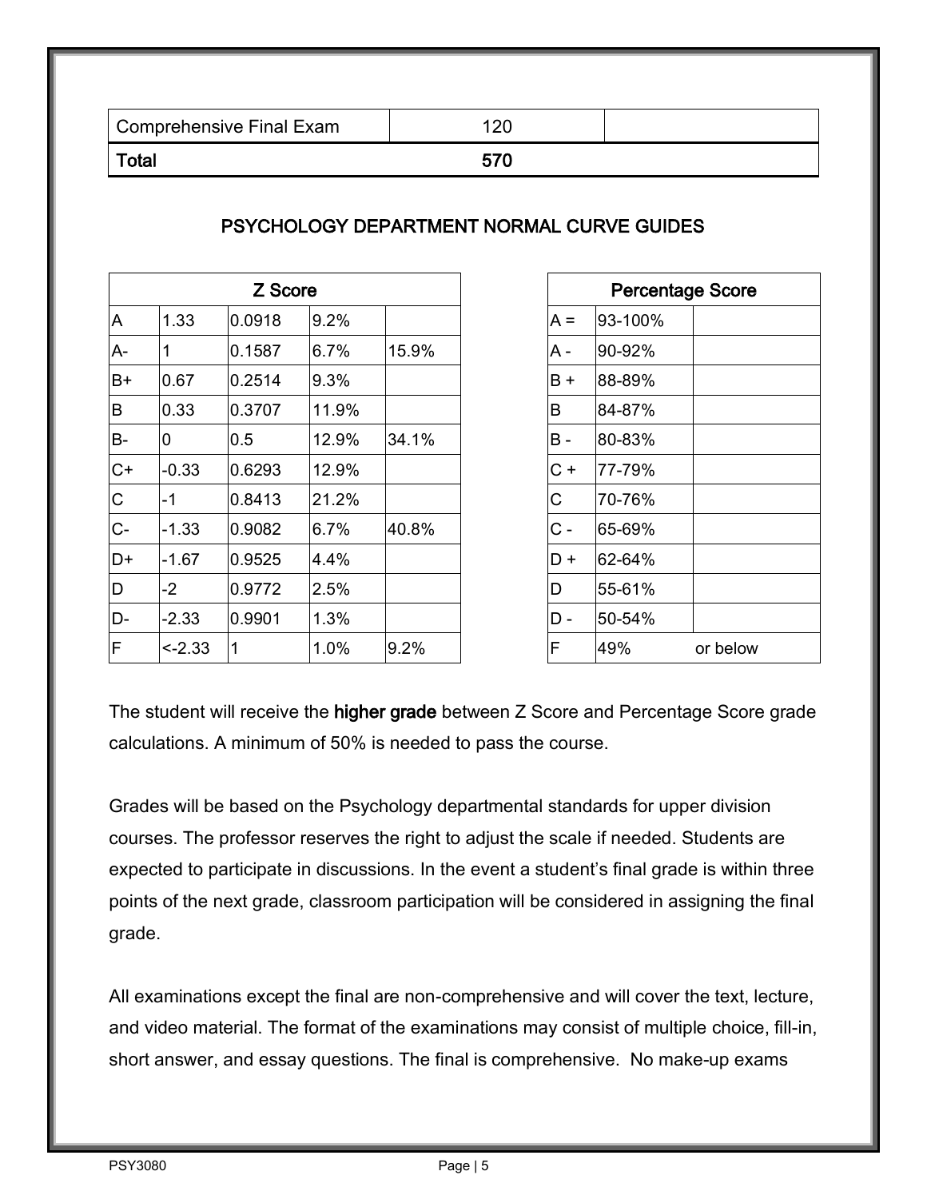| Comprehensive Final Exam | 120 | |
|---|---|---|
| **Total** | **570** | |

## PSYCHOLOGY DEPARTMENT NORMAL CURVE GUIDES

| Z Score | | | | |
|---|---|---|---|---|
| A | 1.33 | 0.0918 | 9.2% | |
| A- | 1 | 0.1587 | 6.7% | 15.9% |
| B+ | 0.67 | 0.2514 | 9.3% | |
| B | 0.33 | 0.3707 | 11.9% | |
| B- | 0 | 0.5 | 12.9% | 34.1% |
| C+ | -0.33 | 0.6293 | 12.9% | |
| C | -1 | 0.8413 | 21.2% | |
| C- | -1.33 | 0.9082 | 6.7% | 40.8% |
| D+ | -1.67 | 0.9525 | 4.4% | |
| D | -2 | 0.9772 | 2.5% | |
| D- | -2.33 | 0.9901 | 1.3% | |
| F | <-2.33 | 1 | 1.0% | 9.2% |

| Percentage Score | | |
|---|---|---|
| A = | 93-100% | |
| A - | 90-92% | |
| B + | 88-89% | |
| B | 84-87% | |
| B - | 80-83% | |
| C + | 77-79% | |
| C | 70-76% | |
| C - | 65-69% | |
| D + | 62-64% | |
| D | 55-61% | |
| D - | 50-54% | |
| F | 49% | or below |

The student will receive the **higher grade** between Z Score and Percentage Score grade calculations. A minimum of 50% is needed to pass the course.

Grades will be based on the Psychology departmental standards for upper division courses. The professor reserves the right to adjust the scale if needed. Students are expected to participate in discussions. In the event a student's final grade is within three points of the next grade, classroom participation will be considered in assigning the final grade.

All examinations except the final are non-comprehensive and will cover the text, lecture, and video material. The format of the examinations may consist of multiple choice, fill-in, short answer, and essay questions. The final is comprehensive. No make-up exams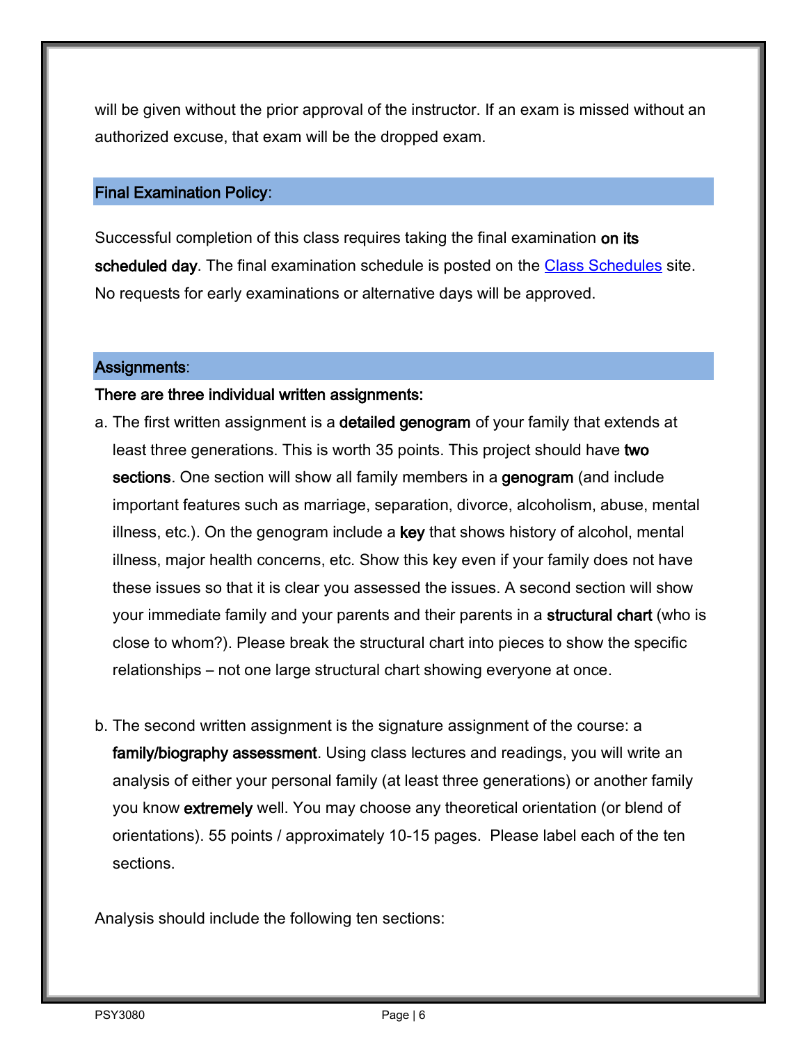will be given without the prior approval of the instructor. If an exam is missed without an authorized excuse, that exam will be the dropped exam.

## Final Examination Policy:

Successful completion of this class requires taking the final examination **on its scheduled day**. The final examination schedule is posted on the Class Schedules site. No requests for early examinations or alternative days will be approved.

## Assignments:

**There are three individual written assignments:**

a. The first written assignment is a **detailed genogram** of your family that extends at least three generations. This is worth 35 points. This project should have **two sections**. One section will show all family members in a **genogram** (and include important features such as marriage, separation, divorce, alcoholism, abuse, mental illness, etc.). On the genogram include a **key** that shows history of alcohol, mental illness, major health concerns, etc. Show this key even if your family does not have these issues so that it is clear you assessed the issues. A second section will show your immediate family and your parents and their parents in a **structural chart** (who is close to whom?). Please break the structural chart into pieces to show the specific relationships – not one large structural chart showing everyone at once.

b. The second written assignment is the signature assignment of the course: a **family/biography assessment**. Using class lectures and readings, you will write an analysis of either your personal family (at least three generations) or another family you know **extremely** well. You may choose any theoretical orientation (or blend of orientations). 55 points / approximately 10-15 pages. Please label each of the ten sections.

Analysis should include the following ten sections: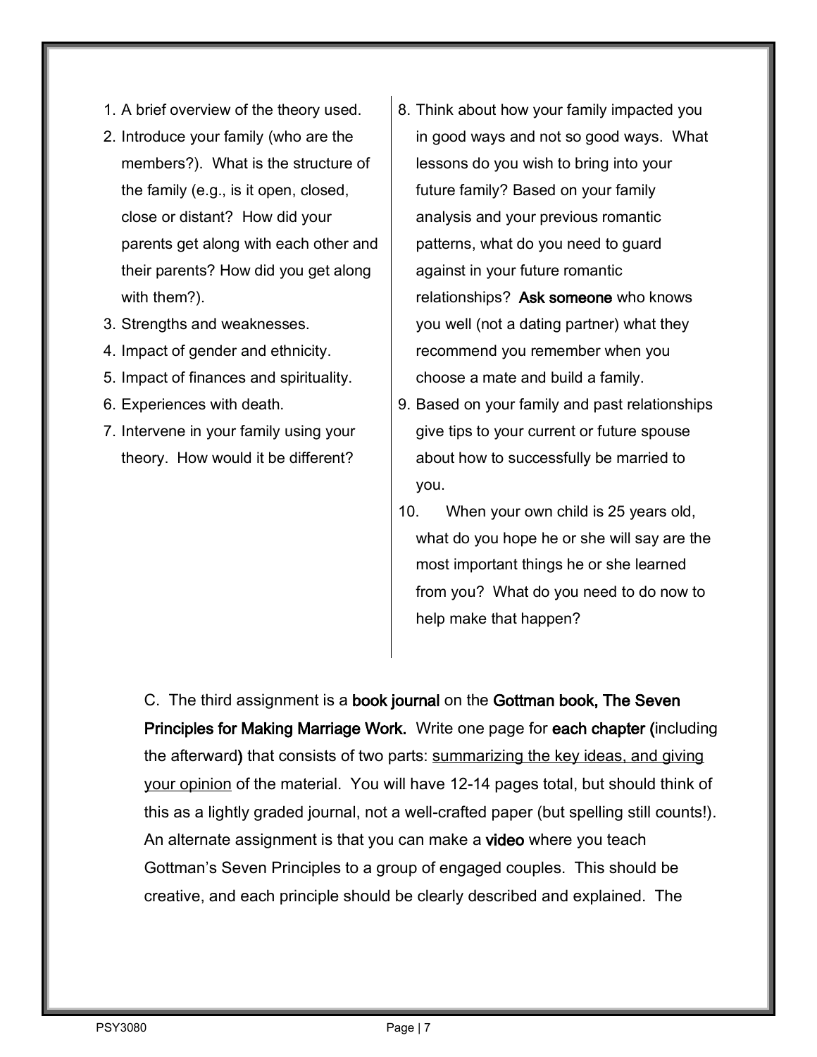1. A brief overview of the theory used.
2. Introduce your family (who are the members?). What is the structure of the family (e.g., is it open, closed, close or distant? How did your parents get along with each other and their parents? How did you get along with them?).
3. Strengths and weaknesses.
4. Impact of gender and ethnicity.
5. Impact of finances and spirituality.
6. Experiences with death.
7. Intervene in your family using your theory. How would it be different?
8. Think about how your family impacted you in good ways and not so good ways. What lessons do you wish to bring into your future family? Based on your family analysis and your previous romantic patterns, what do you need to guard against in your future romantic relationships? **Ask someone** who knows you well (not a dating partner) what they recommend you remember when you choose a mate and build a family.
9. Based on your family and past relationships give tips to your current or future spouse about how to successfully be married to you.
10. When your own child is 25 years old, what do you hope he or she will say are the most important things he or she learned from you? What do you need to do now to help make that happen?

C. The third assignment is a **book journal** on the **Gottman book, The Seven Principles for Making Marriage Work.** Write one page for **each chapter (**including the afterward**)** that consists of two parts: <u>summarizing the key ideas, and giving your opinion</u> of the material. You will have 12-14 pages total, but should think of this as a lightly graded journal, not a well-crafted paper (but spelling still counts!). An alternate assignment is that you can make a **video** where you teach Gottman's Seven Principles to a group of engaged couples. This should be creative, and each principle should be clearly described and explained. The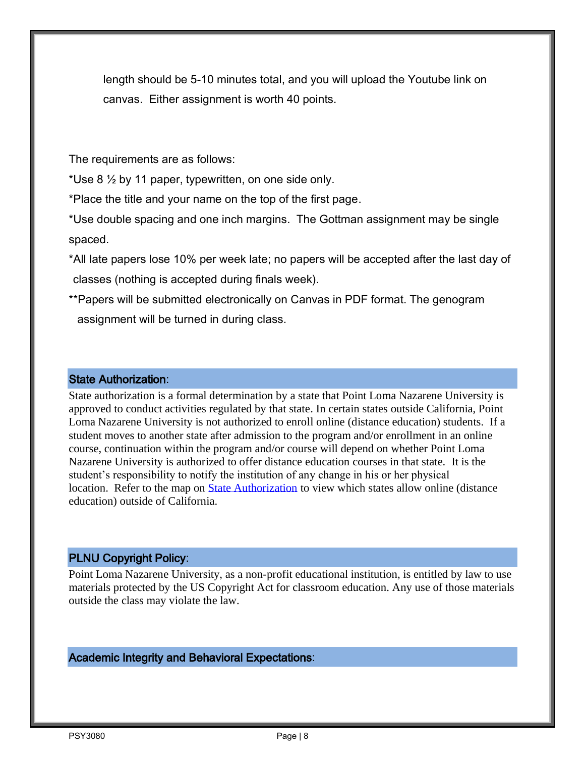length should be 5-10 minutes total, and you will upload the Youtube link on canvas. Either assignment is worth 40 points.

The requirements are as follows:

*Use 8 ½ by 11 paper, typewritten, on one side only.

*Place the title and your name on the top of the first page.

*Use double spacing and one inch margins. The Gottman assignment may be single spaced.

*All late papers lose 10% per week late; no papers will be accepted after the last day of classes (nothing is accepted during finals week).

**Papers will be submitted electronically on Canvas in PDF format. The genogram assignment will be turned in during class.

## State Authorization:

State authorization is a formal determination by a state that Point Loma Nazarene University is approved to conduct activities regulated by that state. In certain states outside California, Point Loma Nazarene University is not authorized to enroll online (distance education) students. If a student moves to another state after admission to the program and/or enrollment in an online course, continuation within the program and/or course will depend on whether Point Loma Nazarene University is authorized to offer distance education courses in that state. It is the student's responsibility to notify the institution of any change in his or her physical location. Refer to the map on State Authorization to view which states allow online (distance education) outside of California.

## PLNU Copyright Policy:

Point Loma Nazarene University, as a non-profit educational institution, is entitled by law to use materials protected by the US Copyright Act for classroom education. Any use of those materials outside the class may violate the law.

## Academic Integrity and Behavioral Expectations: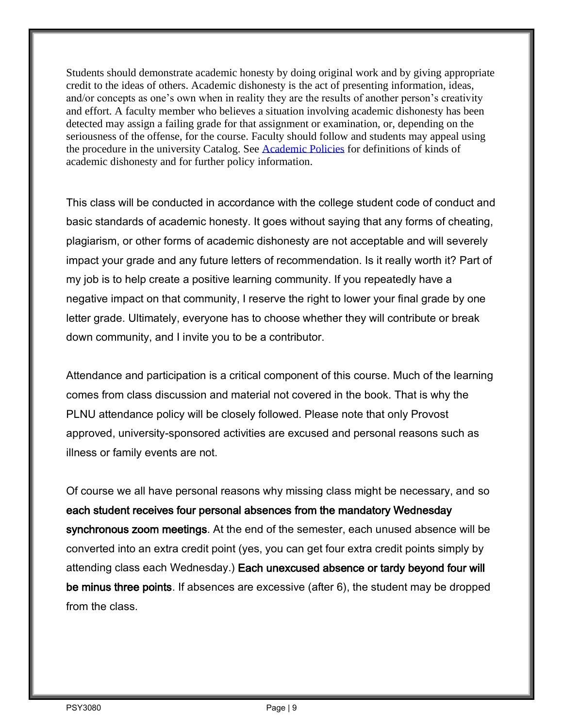Students should demonstrate academic honesty by doing original work and by giving appropriate credit to the ideas of others. Academic dishonesty is the act of presenting information, ideas, and/or concepts as one's own when in reality they are the results of another person's creativity and effort. A faculty member who believes a situation involving academic dishonesty has been detected may assign a failing grade for that assignment or examination, or, depending on the seriousness of the offense, for the course. Faculty should follow and students may appeal using the procedure in the university Catalog. See [Academic Policies] for definitions of kinds of academic dishonesty and for further policy information.

This class will be conducted in accordance with the college student code of conduct and basic standards of academic honesty. It goes without saying that any forms of cheating, plagiarism, or other forms of academic dishonesty are not acceptable and will severely impact your grade and any future letters of recommendation. Is it really worth it? Part of my job is to help create a positive learning community. If you repeatedly have a negative impact on that community, I reserve the right to lower your final grade by one letter grade. Ultimately, everyone has to choose whether they will contribute or break down community, and I invite you to be a contributor.

Attendance and participation is a critical component of this course. Much of the learning comes from class discussion and material not covered in the book. That is why the PLNU attendance policy will be closely followed. Please note that only Provost approved, university-sponsored activities are excused and personal reasons such as illness or family events are not.

Of course we all have personal reasons why missing class might be necessary, and so **each student receives four personal absences from the mandatory Wednesday synchronous zoom meetings**. At the end of the semester, each unused absence will be converted into an extra credit point (yes, you can get four extra credit points simply by attending class each Wednesday.) **Each unexcused absence or tardy beyond four will be minus three points**. If absences are excessive (after 6), the student may be dropped from the class.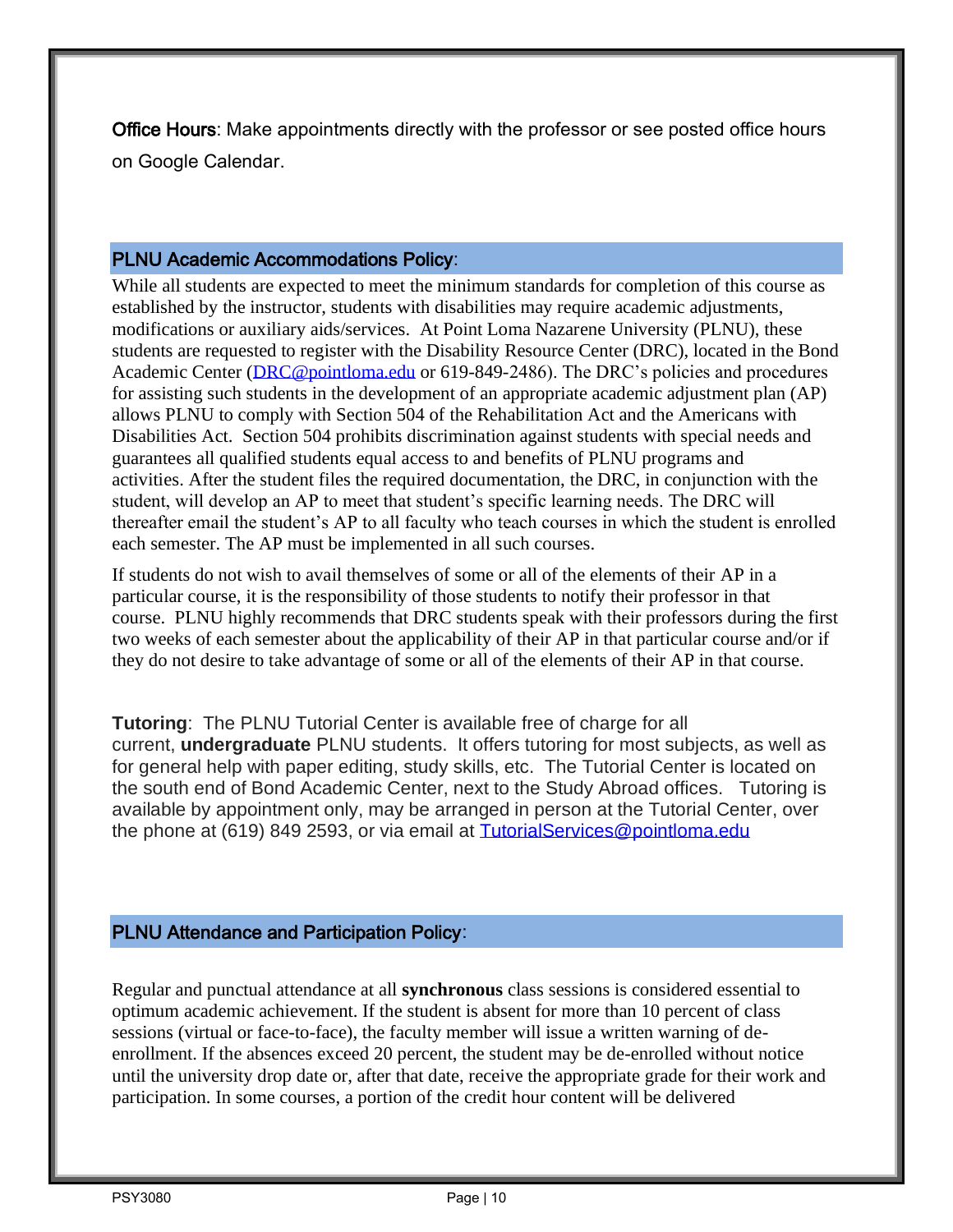**Office Hours**: Make appointments directly with the professor or see posted office hours on Google Calendar.

## PLNU Academic Accommodations Policy:

While all students are expected to meet the minimum standards for completion of this course as established by the instructor, students with disabilities may require academic adjustments, modifications or auxiliary aids/services. At Point Loma Nazarene University (PLNU), these students are requested to register with the Disability Resource Center (DRC), located in the Bond Academic Center (DRC@pointloma.edu or 619-849-2486). The DRC's policies and procedures for assisting such students in the development of an appropriate academic adjustment plan (AP) allows PLNU to comply with Section 504 of the Rehabilitation Act and the Americans with Disabilities Act. Section 504 prohibits discrimination against students with special needs and guarantees all qualified students equal access to and benefits of PLNU programs and activities. After the student files the required documentation, the DRC, in conjunction with the student, will develop an AP to meet that student's specific learning needs. The DRC will thereafter email the student's AP to all faculty who teach courses in which the student is enrolled each semester. The AP must be implemented in all such courses.

If students do not wish to avail themselves of some or all of the elements of their AP in a particular course, it is the responsibility of those students to notify their professor in that course. PLNU highly recommends that DRC students speak with their professors during the first two weeks of each semester about the applicability of their AP in that particular course and/or if they do not desire to take advantage of some or all of the elements of their AP in that course.

**Tutoring**: The PLNU Tutorial Center is available free of charge for all current, **undergraduate** PLNU students. It offers tutoring for most subjects, as well as for general help with paper editing, study skills, etc. The Tutorial Center is located on the south end of Bond Academic Center, next to the Study Abroad offices. Tutoring is available by appointment only, may be arranged in person at the Tutorial Center, over the phone at (619) 849 2593, or via email at TutorialServices@pointloma.edu

## PLNU Attendance and Participation Policy:

Regular and punctual attendance at all **synchronous** class sessions is considered essential to optimum academic achievement. If the student is absent for more than 10 percent of class sessions (virtual or face-to-face), the faculty member will issue a written warning of de-enrollment. If the absences exceed 20 percent, the student may be de-enrolled without notice until the university drop date or, after that date, receive the appropriate grade for their work and participation. In some courses, a portion of the credit hour content will be delivered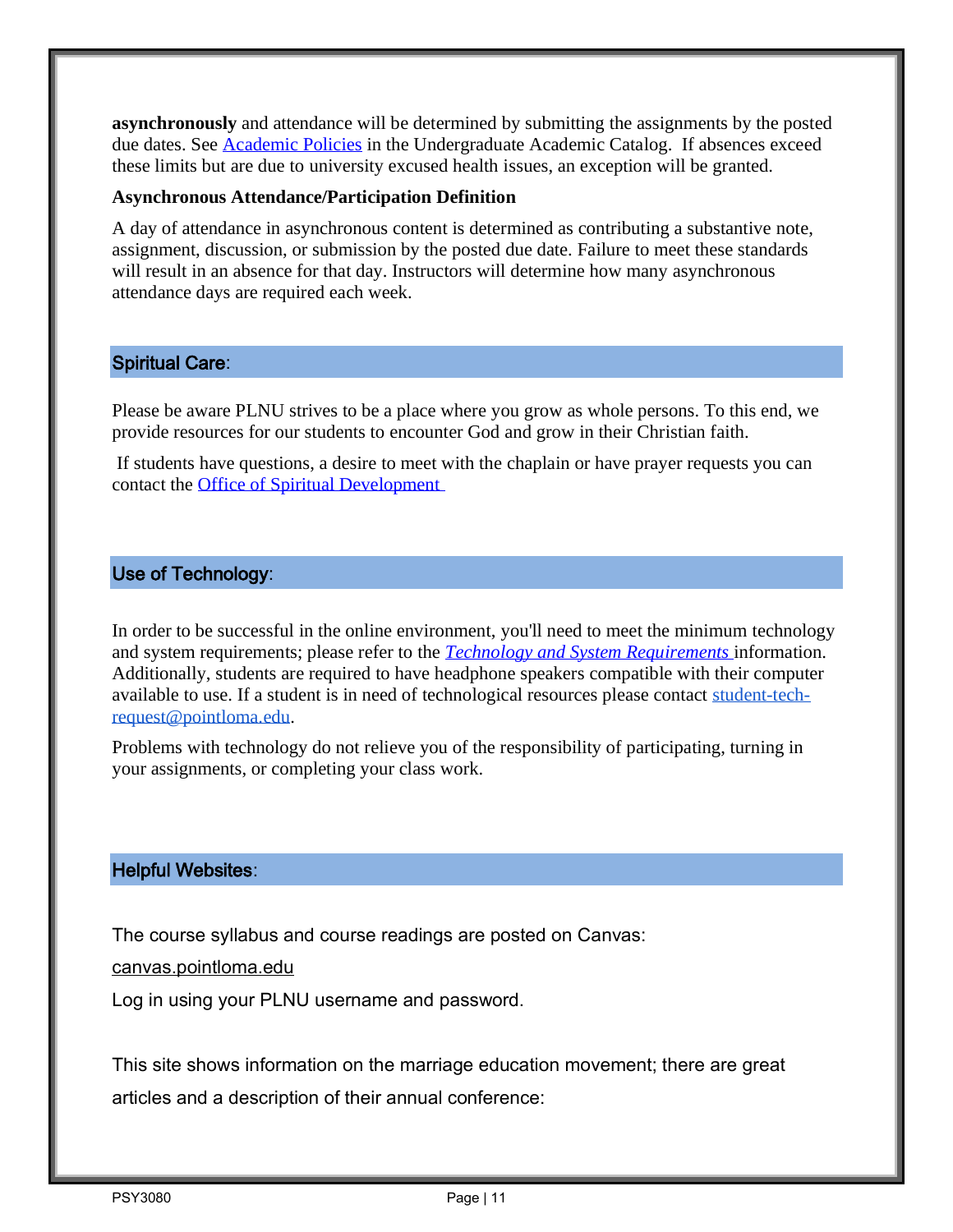**asynchronously** and attendance will be determined by submitting the assignments by the posted due dates. See [Academic Policies]() in the Undergraduate Academic Catalog. If absences exceed these limits but are due to university excused health issues, an exception will be granted.

**Asynchronous Attendance/Participation Definition**

A day of attendance in asynchronous content is determined as contributing a substantive note, assignment, discussion, or submission by the posted due date. Failure to meet these standards will result in an absence for that day. Instructors will determine how many asynchronous attendance days are required each week.

## Spiritual Care:

Please be aware PLNU strives to be a place where you grow as whole persons. To this end, we provide resources for our students to encounter God and grow in their Christian faith.

If students have questions, a desire to meet with the chaplain or have prayer requests you can contact the [Office of Spiritual Development]()

## Use of Technology:

In order to be successful in the online environment, you'll need to meet the minimum technology and system requirements; please refer to the *[Technology and System Requirements]()* information. Additionally, students are required to have headphone speakers compatible with their computer available to use. If a student is in need of technological resources please contact student-tech-request@pointloma.edu.

Problems with technology do not relieve you of the responsibility of participating, turning in your assignments, or completing your class work.

## Helpful Websites:

The course syllabus and course readings are posted on Canvas:

canvas.pointloma.edu

Log in using your PLNU username and password.

This site shows information on the marriage education movement; there are great articles and a description of their annual conference: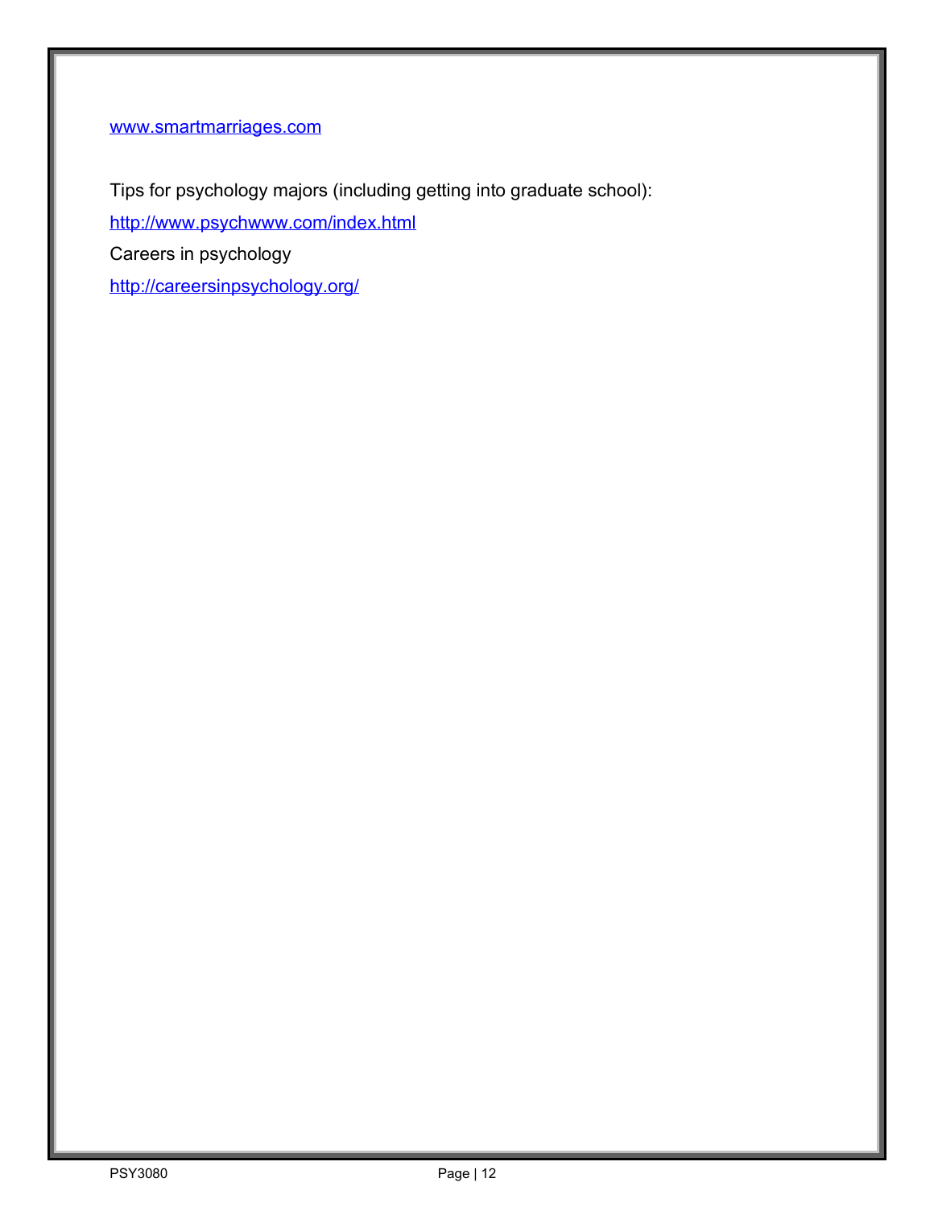www.smartmarriages.com

Tips for psychology majors (including getting into graduate school):

http://www.psychwww.com/index.html

Careers in psychology

http://careersinpsychology.org/